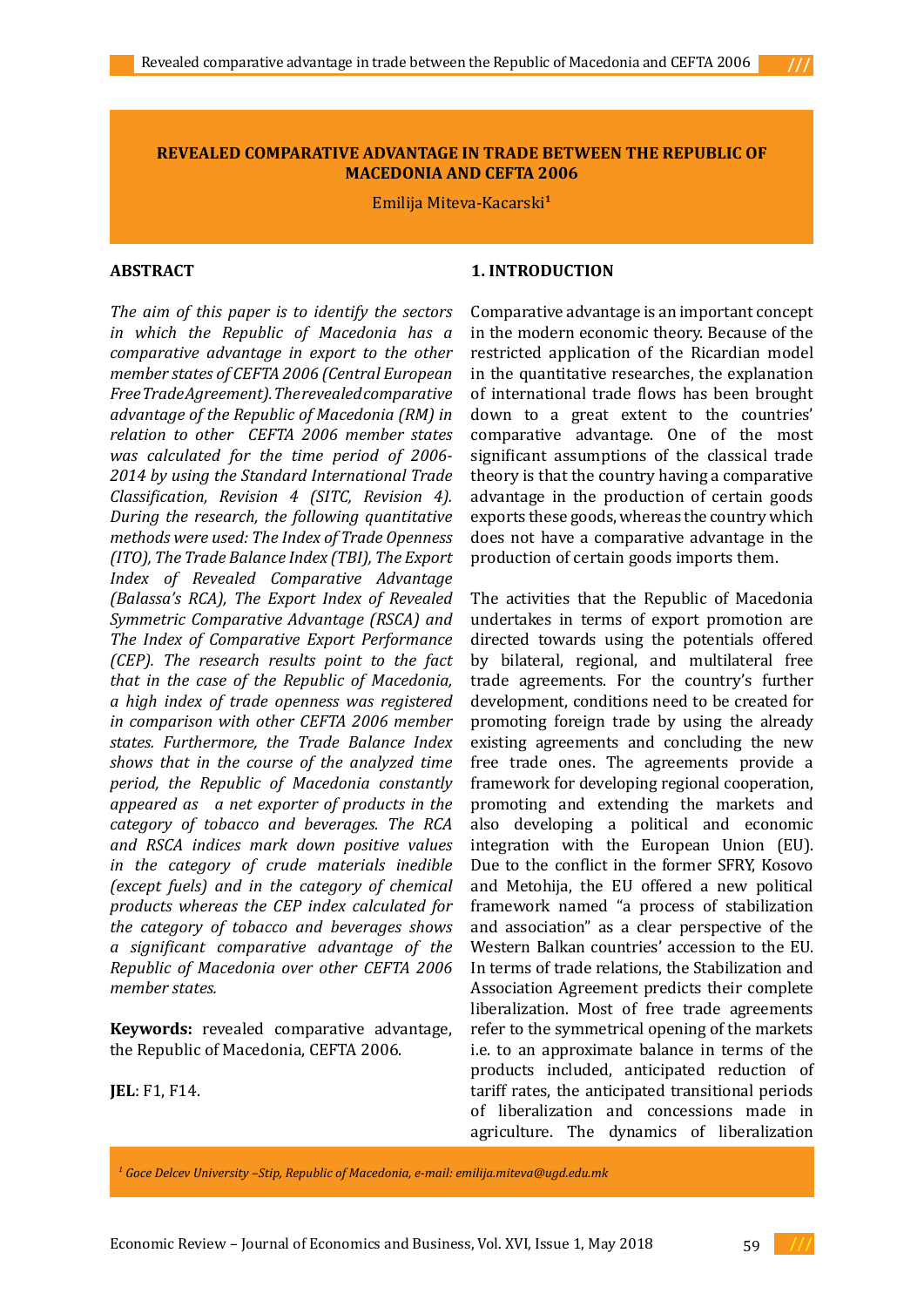# REVEALED COMPARATIVE ADVANTAGE IN TRADE BETWEEN THE REPUBLIC OF MACEDONIA AND CEFTA 2006

Emilija Miteva-Kacarski[1]

## ABSTRACT

*The aim of this paper is to identify the sectors in which the Republic of Macedonia has a comparative advantage in export to the other member states of CEFTA 2006 (Central European Free Trade Agreement). The revealed comparative advantage of the Republic of Macedonia (RM) in relation to other CEFTA 2006 member states was calculated for the time period of 2006-2014 by using the Standard International Trade Classification, Revision 4 (SITC, Revision 4). During the research, the following quantitative methods were used: The Index of Trade Openness (ITO), The Trade Balance Index (TBI), The Export Index of Revealed Comparative Advantage (Balassa's RCA), The Export Index of Revealed Symmetric Comparative Advantage (RSCA) and The Index of Comparative Export Performance (CEP). The research results point to the fact that in the case of the Republic of Macedonia, a high index of trade openness was registered in comparison with other CEFTA 2006 member states. Furthermore, the Trade Balance Index shows that in the course of the analyzed time period, the Republic of Macedonia constantly appeared as a net exporter of products in the category of tobacco and beverages. The RCA and RSCA indices mark down positive values in the category of crude materials inedible (except fuels) and in the category of chemical products whereas the CEP index calculated for the category of tobacco and beverages shows a significant comparative advantage of the Republic of Macedonia over other CEFTA 2006 member states.*

**Keywords:** revealed comparative advantage, the Republic of Macedonia, CEFTA 2006.

**JEL**: F1, F14.

## 1. INTRODUCTION

Comparative advantage is an important concept in the modern economic theory. Because of the restricted application of the Ricardian model in the quantitative researches, the explanation of international trade flows has been brought down to a great extent to the countries' comparative advantage. One of the most significant assumptions of the classical trade theory is that the country having a comparative advantage in the production of certain goods exports these goods, whereas the country which does not have a comparative advantage in the production of certain goods imports them.

The activities that the Republic of Macedonia undertakes in terms of export promotion are directed towards using the potentials offered by bilateral, regional, and multilateral free trade agreements. For the country's further development, conditions need to be created for promoting foreign trade by using the already existing agreements and concluding the new free trade ones. The agreements provide a framework for developing regional cooperation, promoting and extending the markets and also developing a political and economic integration with the European Union (EU). Due to the conflict in the former SFRY, Kosovo and Metohija, the EU offered a new political framework named "a process of stabilization and association" as a clear perspective of the Western Balkan countries' accession to the EU. In terms of trade relations, the Stabilization and Association Agreement predicts their complete liberalization. Most of free trade agreements refer to the symmetrical opening of the markets i.e. to an approximate balance in terms of the products included, anticipated reduction of tariff rates, the anticipated transitional periods of liberalization and concessions made in agriculture. The dynamics of liberalization

[1] *Goce Delcev University –Stip, Republic of Macedonia, e-mail: emilija.miteva@ugd.edu.mk*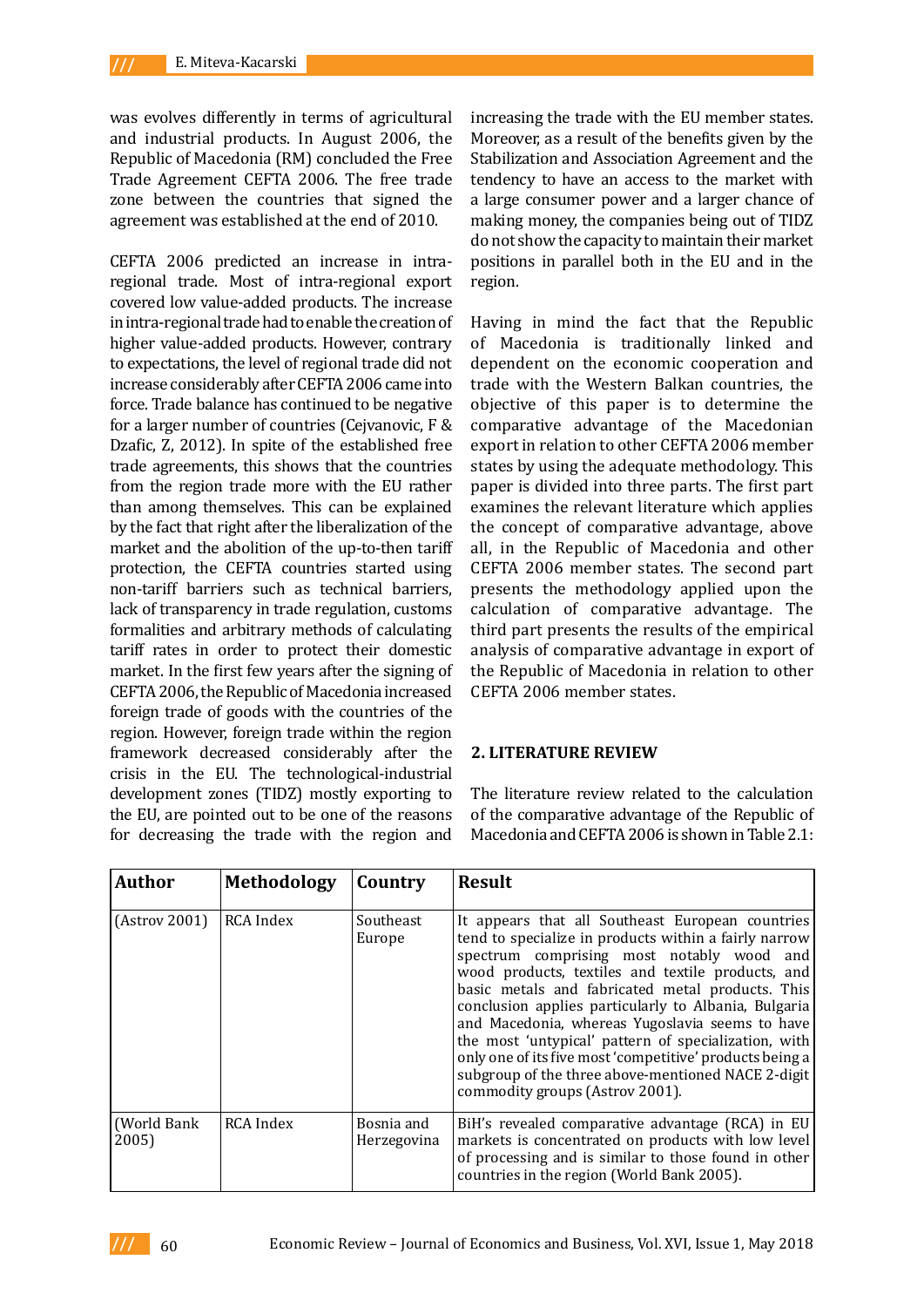was evolves differently in terms of agricultural and industrial products. In August 2006, the Republic of Macedonia (RM) concluded the Free Trade Agreement CEFTA 2006. The free trade zone between the countries that signed the agreement was established at the end of 2010.

CEFTA 2006 predicted an increase in intra-regional trade. Most of intra-regional export covered low value-added products. The increase in intra-regional trade had to enable the creation of higher value-added products. However, contrary to expectations, the level of regional trade did not increase considerably after CEFTA 2006 came into force. Trade balance has continued to be negative for a larger number of countries (Cejvanovic, F & Dzafic, Z, 2012). In spite of the established free trade agreements, this shows that the countries from the region trade more with the EU rather than among themselves. This can be explained by the fact that right after the liberalization of the market and the abolition of the up-to-then tariff protection, the CEFTA countries started using non-tariff barriers such as technical barriers, lack of transparency in trade regulation, customs formalities and arbitrary methods of calculating tariff rates in order to protect their domestic market. In the first few years after the signing of CEFTA 2006, the Republic of Macedonia increased foreign trade of goods with the countries of the region. However, foreign trade within the region framework decreased considerably after the crisis in the EU. The technological-industrial development zones (TIDZ) mostly exporting to the EU, are pointed out to be one of the reasons for decreasing the trade with the region and increasing the trade with the EU member states. Moreover, as a result of the benefits given by the Stabilization and Association Agreement and the tendency to have an access to the market with a large consumer power and a larger chance of making money, the companies being out of TIDZ do not show the capacity to maintain their market positions in parallel both in the EU and in the region.

Having in mind the fact that the Republic of Macedonia is traditionally linked and dependent on the economic cooperation and trade with the Western Balkan countries, the objective of this paper is to determine the comparative advantage of the Macedonian export in relation to other CEFTA 2006 member states by using the adequate methodology. This paper is divided into three parts. The first part examines the relevant literature which applies the concept of comparative advantage, above all, in the Republic of Macedonia and other CEFTA 2006 member states. The second part presents the methodology applied upon the calculation of comparative advantage. The third part presents the results of the empirical analysis of comparative advantage in export of the Republic of Macedonia in relation to other CEFTA 2006 member states.

## 2. LITERATURE REVIEW

The literature review related to the calculation of the comparative advantage of the Republic of Macedonia and CEFTA 2006 is shown in Table 2.1:

| Author | Methodology | Country | Result |
|---|---|---|---|
| (Astrov 2001) | RCA Index | Southeast Europe | It appears that all Southeast European countries tend to specialize in products within a fairly narrow spectrum comprising most notably wood and wood products, textiles and textile products, and basic metals and fabricated metal products. This conclusion applies particularly to Albania, Bulgaria and Macedonia, whereas Yugoslavia seems to have the most 'untypical' pattern of specialization, with only one of its five most 'competitive' products being a subgroup of the three above-mentioned NACE 2-digit commodity groups (Astrov 2001). |
| (World Bank 2005) | RCA Index | Bosnia and Herzegovina | BiH's revealed comparative advantage (RCA) in EU markets is concentrated on products with low level of processing and is similar to those found in other countries in the region (World Bank 2005). |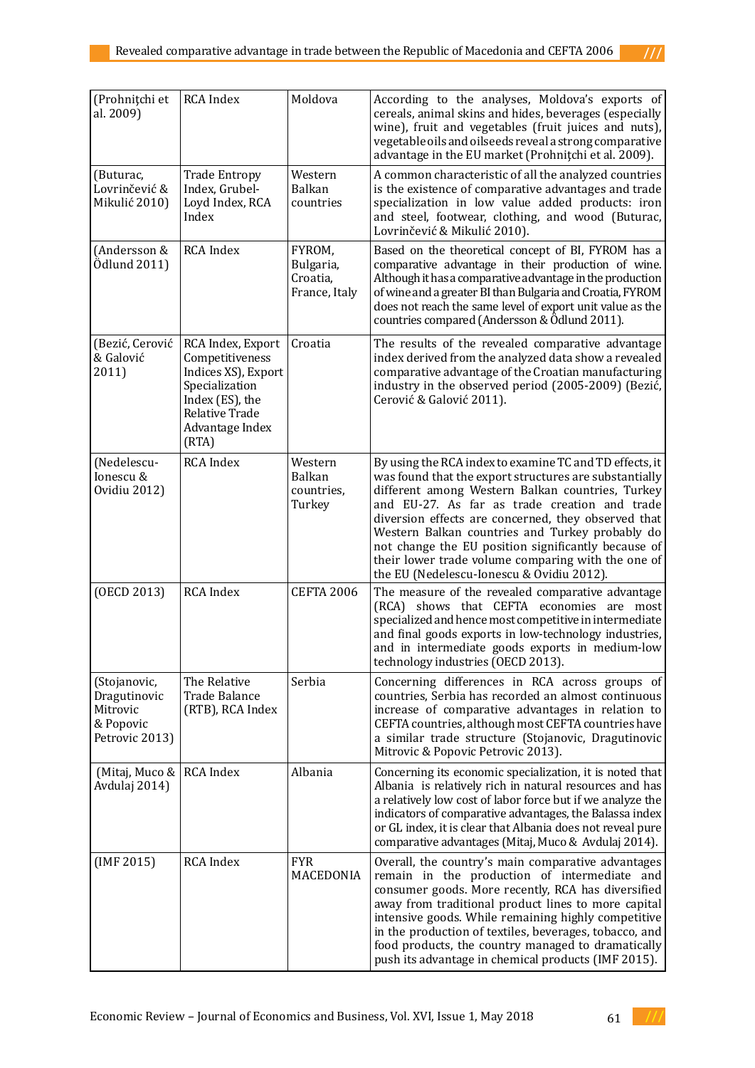| (Prohnițchi et al. 2009) | RCA Index | Moldova | According to the analyses, Moldova's exports of cereals, animal skins and hides, beverages (especially wine), fruit and vegetables (fruit juices and nuts), vegetable oils and oilseeds reveal a strong comparative advantage in the EU market (Prohnițchi et al. 2009). |
|---|---|---|---|
| (Buturac, Lovrinčević & Mikulić 2010) | Trade Entropy Index, Grubel-Loyd Index, RCA Index | Western Balkan countries | A common characteristic of all the analyzed countries is the existence of comparative advantages and trade specialization in low value added products: iron and steel, footwear, clothing, and wood (Buturac, Lovrinčević & Mikulić 2010). |
| (Andersson & Ödlund 2011) | RCA Index | FYROM, Bulgaria, Croatia, France, Italy | Based on the theoretical concept of BI, FYROM has a comparative advantage in their production of wine. Although it has a comparative advantage in the production of wine and a greater BI than Bulgaria and Croatia, FYROM does not reach the same level of export unit value as the countries compared (Andersson & Ödlund 2011). |
| (Bezić, Cerović & Galović 2011) | RCA Index, Export Competitiveness Indices XS), Export Specialization Index (ES), the Relative Trade Advantage Index (RTA) | Croatia | The results of the revealed comparative advantage index derived from the analyzed data show a revealed comparative advantage of the Croatian manufacturing industry in the observed period (2005-2009) (Bezić, Cerović & Galović 2011). |
| (Nedelescu-Ionescu & Ovidiu 2012) | RCA Index | Western Balkan countries, Turkey | By using the RCA index to examine TC and TD effects, it was found that the export structures are substantially different among Western Balkan countries, Turkey and EU-27. As far as trade creation and trade diversion effects are concerned, they observed that Western Balkan countries and Turkey probably do not change the EU position significantly because of their lower trade volume comparing with the one of the EU (Nedelescu-Ionescu & Ovidiu 2012). |
| (OECD 2013) | RCA Index | CEFTA 2006 | The measure of the revealed comparative advantage (RCA) shows that CEFTA economies are most specialized and hence most competitive in intermediate and final goods exports in low-technology industries, and in intermediate goods exports in medium-low technology industries (OECD 2013). |
| (Stojanovic, Dragutinovic Mitrovic & Popovic Petrovic 2013) | The Relative Trade Balance (RTB), RCA Index | Serbia | Concerning differences in RCA across groups of countries, Serbia has recorded an almost continuous increase of comparative advantages in relation to CEFTA countries, although most CEFTA countries have a similar trade structure (Stojanovic, Dragutinovic Mitrovic & Popovic Petrovic 2013). |
| (Mitaj, Muco & Avdulaj 2014) | RCA Index | Albania | Concerning its economic specialization, it is noted that Albania is relatively rich in natural resources and has a relatively low cost of labor force but if we analyze the indicators of comparative advantages, the Balassa index or GL index, it is clear that Albania does not reveal pure comparative advantages (Mitaj, Muco & Avdulaj 2014). |
| (IMF 2015) | RCA Index | FYR MACEDONIA | Overall, the country's main comparative advantages remain in the production of intermediate and consumer goods. More recently, RCA has diversified away from traditional product lines to more capital intensive goods. While remaining highly competitive in the production of textiles, beverages, tobacco, and food products, the country managed to dramatically push its advantage in chemical products (IMF 2015). |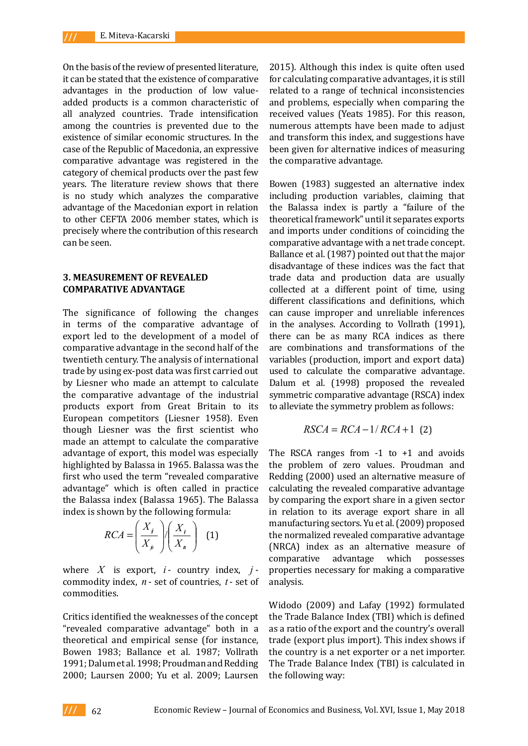On the basis of the review of presented literature, it can be stated that the existence of comparative advantages in the production of low value-added products is a common characteristic of all analyzed countries. Trade intensification among the countries is prevented due to the existence of similar economic structures. In the case of the Republic of Macedonia, an expressive comparative advantage was registered in the category of chemical products over the past few years. The literature review shows that there is no study which analyzes the comparative advantage of the Macedonian export in relation to other CEFTA 2006 member states, which is precisely where the contribution of this research can be seen.

## 3. MEASUREMENT OF REVEALED COMPARATIVE ADVANTAGE

The significance of following the changes in terms of the comparative advantage of export led to the development of a model of comparative advantage in the second half of the twentieth century. The analysis of international trade by using ex-post data was first carried out by Liesner who made an attempt to calculate the comparative advantage of the industrial products export from Great Britain to its European competitors (Liesner 1958). Even though Liesner was the first scientist who made an attempt to calculate the comparative advantage of export, this model was especially highlighted by Balassa in 1965. Balassa was the first who used the term "revealed comparative advantage" which is often called in practice the Balassa index (Balassa 1965). The Balassa index is shown by the following formula:

$$RCA = \left(\frac{X_{ij}}{X_{jn}}\right) / \left(\frac{X_{it}}{X_{tn}}\right) \quad (1)$$

where $X$ is export, $i$ - country index, $j$ - commodity index, $n$ - set of countries, $t$ - set of commodities.

Critics identified the weaknesses of the concept "revealed comparative advantage" both in a theoretical and empirical sense (for instance, Bowen 1983; Ballance et al. 1987; Vollrath 1991; Dalum et al. 1998; Proudman and Redding 2000; Laursen 2000; Yu et al. 2009; Laursen 2015). Although this index is quite often used for calculating comparative advantages, it is still related to a range of technical inconsistencies and problems, especially when comparing the received values (Yeats 1985). For this reason, numerous attempts have been made to adjust and transform this index, and suggestions have been given for alternative indices of measuring the comparative advantage.

Bowen (1983) suggested an alternative index including production variables, claiming that the Balassa index is partly a "failure of the theoretical framework" until it separates exports and imports under conditions of coinciding the comparative advantage with a net trade concept. Ballance et al. (1987) pointed out that the major disadvantage of these indices was the fact that trade data and production data are usually collected at a different point of time, using different classifications and definitions, which can cause improper and unreliable inferences in the analyses. According to Vollrath (1991), there can be as many RCA indices as there are combinations and transformations of the variables (production, import and export data) used to calculate the comparative advantage. Dalum et al. (1998) proposed the revealed symmetric comparative advantage (RSCA) index to alleviate the symmetry problem as follows:

$$RSCA = RCA - 1 / RCA + 1 \quad (2)$$

The RSCA ranges from -1 to +1 and avoids the problem of zero values. Proudman and Redding (2000) used an alternative measure of calculating the revealed comparative advantage by comparing the export share in a given sector in relation to its average export share in all manufacturing sectors. Yu et al. (2009) proposed the normalized revealed comparative advantage (NRCA) index as an alternative measure of comparative advantage which possesses properties necessary for making a comparative analysis.

Widodo (2009) and Lafay (1992) formulated the Trade Balance Index (TBI) which is defined as a ratio of the export and the country's overall trade (export plus import). This index shows if the country is a net exporter or a net importer. The Trade Balance Index (TBI) is calculated in the following way: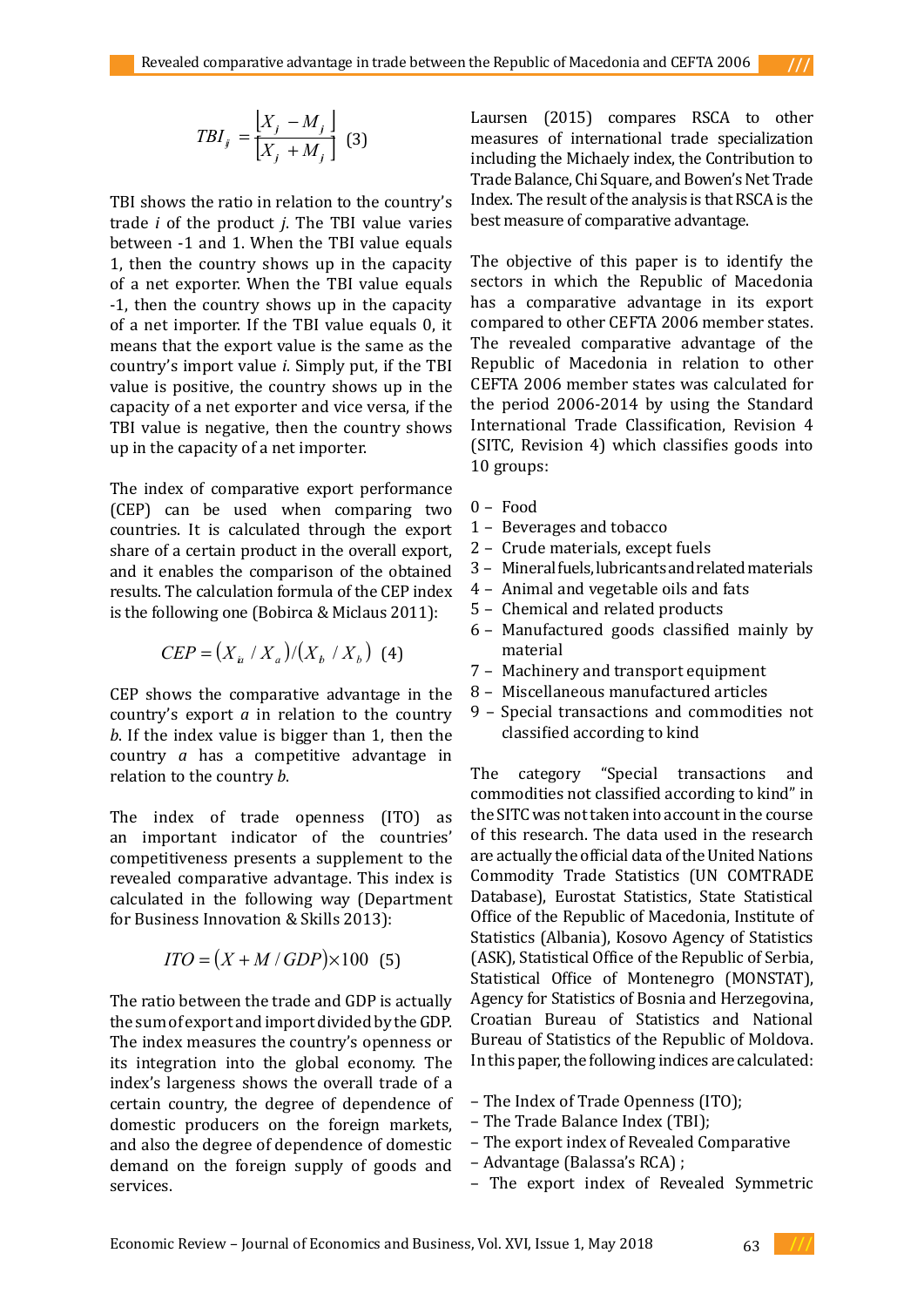$$TBI_{ij} = \frac{\lfloor X_j - M_j \rfloor}{\lfloor X_j + M_j \rfloor} \quad (3)$$

TBI shows the ratio in relation to the country's trade *i* of the product *j*. The TBI value varies between -1 and 1. When the TBI value equals 1, then the country shows up in the capacity of a net exporter. When the TBI value equals -1, then the country shows up in the capacity of a net importer. If the TBI value equals 0, it means that the export value is the same as the country's import value *i*. Simply put, if the TBI value is positive, the country shows up in the capacity of a net exporter and vice versa, if the TBI value is negative, then the country shows up in the capacity of a net importer.

The index of comparative export performance (CEP) can be used when comparing two countries. It is calculated through the export share of a certain product in the overall export, and it enables the comparison of the obtained results. The calculation formula of the CEP index is the following one (Bobirca & Miclaus 2011):

$$CEP = (X_{ia} / X_a) / (X_b / X_b) \quad (4)$$

CEP shows the comparative advantage in the country's export *a* in relation to the country *b*. If the index value is bigger than 1, then the country *a* has a competitive advantage in relation to the country *b*.

The index of trade openness (ITO) as an important indicator of the countries' competitiveness presents a supplement to the revealed comparative advantage. This index is calculated in the following way (Department for Business Innovation & Skills 2013):

$$ITO = (X + M / GDP) \times 100 \quad (5)$$

The ratio between the trade and GDP is actually the sum of export and import divided by the GDP. The index measures the country's openness or its integration into the global economy. The index's largeness shows the overall trade of a certain country, the degree of dependence of domestic producers on the foreign markets, and also the degree of dependence of domestic demand on the foreign supply of goods and services.

Laursen (2015) compares RSCA to other measures of international trade specialization including the Michaely index, the Contribution to Trade Balance, Chi Square, and Bowen's Net Trade Index. The result of the analysis is that RSCA is the best measure of comparative advantage.

The objective of this paper is to identify the sectors in which the Republic of Macedonia has a comparative advantage in its export compared to other CEFTA 2006 member states. The revealed comparative advantage of the Republic of Macedonia in relation to other CEFTA 2006 member states was calculated for the period 2006-2014 by using the Standard International Trade Classification, Revision 4 (SITC, Revision 4) which classifies goods into 10 groups:

0 – Food
1 – Beverages and tobacco
2 – Crude materials, except fuels
3 – Mineral fuels, lubricants and related materials
4 – Animal and vegetable oils and fats
5 – Chemical and related products
6 – Manufactured goods classified mainly by material
7 – Machinery and transport equipment
8 – Miscellaneous manufactured articles
9 – Special transactions and commodities not classified according to kind

The category "Special transactions and commodities not classified according to kind" in the SITC was not taken into account in the course of this research. The data used in the research are actually the official data of the United Nations Commodity Trade Statistics (UN COMTRADE Database), Eurostat Statistics, State Statistical Office of the Republic of Macedonia, Institute of Statistics (Albania), Kosovo Agency of Statistics (ASK), Statistical Office of the Republic of Serbia, Statistical Office of Montenegro (MONSTAT), Agency for Statistics of Bosnia and Herzegovina, Croatian Bureau of Statistics and National Bureau of Statistics of the Republic of Moldova. In this paper, the following indices are calculated:

- The Index of Trade Openness (ITO);
- The Trade Balance Index (TBI);
- The export index of Revealed Comparative
- Advantage (Balassa's RCA) ;
- The export index of Revealed Symmetric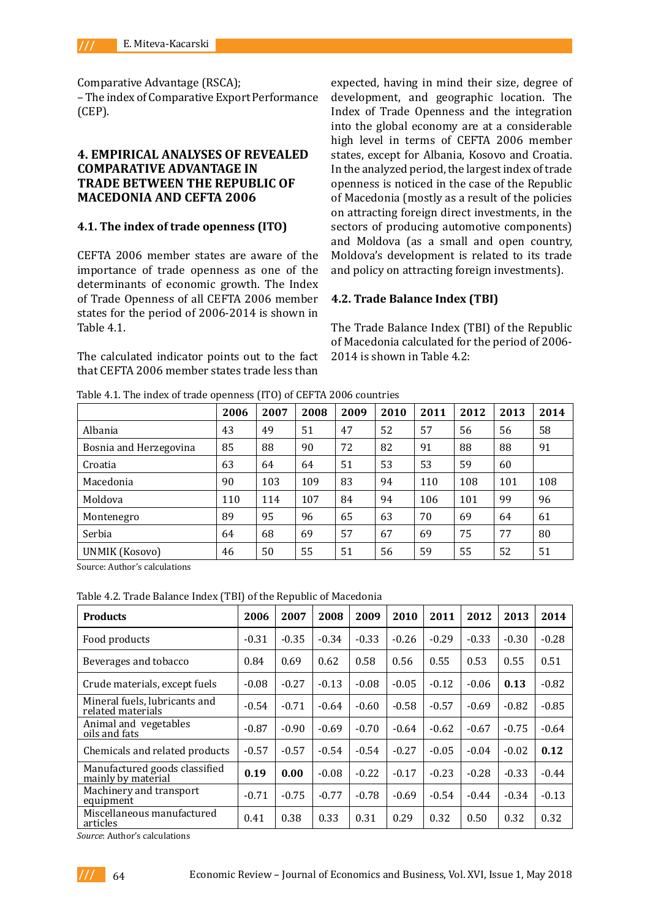Comparative Advantage (RSCA);

– The index of Comparative Export Performance (CEP).

## 4. EMPIRICAL ANALYSES OF REVEALED COMPARATIVE ADVANTAGE IN TRADE BETWEEN THE REPUBLIC OF MACEDONIA AND CEFTA 2006

### 4.1. The index of trade openness (ITO)

CEFTA 2006 member states are aware of the importance of trade openness as one of the determinants of economic growth. The Index of Trade Openness of all CEFTA 2006 member states for the period of 2006-2014 is shown in Table 4.1.

The calculated indicator points out to the fact that CEFTA 2006 member states trade less than expected, having in mind their size, degree of development, and geographic location. The Index of Trade Openness and the integration into the global economy are at a considerable high level in terms of CEFTA 2006 member states, except for Albania, Kosovo and Croatia. In the analyzed period, the largest index of trade openness is noticed in the case of the Republic of Macedonia (mostly as a result of the policies on attracting foreign direct investments, in the sectors of producing automotive components) and Moldova (as a small and open country, Moldova's development is related to its trade and policy on attracting foreign investments).

### 4.2. Trade Balance Index (TBI)

The Trade Balance Index (TBI) of the Republic of Macedonia calculated for the period of 2006-2014 is shown in Table 4.2:

Table 4.1. The index of trade openness (ITO) of CEFTA 2006 countries

| | 2006 | 2007 | 2008 | 2009 | 2010 | 2011 | 2012 | 2013 | 2014 |
|---|---|---|---|---|---|---|---|---|---|
| Albania | 43 | 49 | 51 | 47 | 52 | 57 | 56 | 56 | 58 |
| Bosnia and Herzegovina | 85 | 88 | 90 | 72 | 82 | 91 | 88 | 88 | 91 |
| Croatia | 63 | 64 | 64 | 51 | 53 | 53 | 59 | 60 | |
| Macedonia | 90 | 103 | 109 | 83 | 94 | 110 | 108 | 101 | 108 |
| Moldova | 110 | 114 | 107 | 84 | 94 | 106 | 101 | 99 | 96 |
| Montenegro | 89 | 95 | 96 | 65 | 63 | 70 | 69 | 64 | 61 |
| Serbia | 64 | 68 | 69 | 57 | 67 | 69 | 75 | 77 | 80 |
| UNMIK (Kosovo) | 46 | 50 | 55 | 51 | 56 | 59 | 55 | 52 | 51 |

Source: Author's calculations

Table 4.2. Trade Balance Index (TBI) of the Republic of Macedonia

| **Products** | **2006** | **2007** | **2008** | **2009** | **2010** | **2011** | **2012** | **2013** | **2014** |
|---|---|---|---|---|---|---|---|---|---|
| Food products | -0.31 | -0.35 | -0.34 | -0.33 | -0.26 | -0.29 | -0.33 | -0.30 | -0.28 |
| Beverages and tobacco | 0.84 | 0.69 | 0.62 | 0.58 | 0.56 | 0.55 | 0.53 | 0.55 | 0.51 |
| Crude materials, except fuels | -0.08 | -0.27 | -0.13 | -0.08 | -0.05 | -0.12 | -0.06 | **0.13** | -0.82 |
| Mineral fuels, lubricants and related materials | -0.54 | -0.71 | -0.64 | -0.60 | -0.58 | -0.57 | -0.69 | -0.82 | -0.85 |
| Animal and vegetables oils and fats | -0.87 | -0.90 | -0.69 | -0.70 | -0.64 | -0.62 | -0.67 | -0.75 | -0.64 |
| Chemicals and related products | -0.57 | -0.57 | -0.54 | -0.54 | -0.27 | -0.05 | -0.04 | -0.02 | **0.12** |
| Manufactured goods classified mainly by material | **0.19** | **0.00** | -0.08 | -0.22 | -0.17 | -0.23 | -0.28 | -0.33 | -0.44 |
| Machinery and transport equipment | -0.71 | -0.75 | -0.77 | -0.78 | -0.69 | -0.54 | -0.44 | -0.34 | -0.13 |
| Miscellaneous manufactured articles | 0.41 | 0.38 | 0.33 | 0.31 | 0.29 | 0.32 | 0.50 | 0.32 | 0.32 |

*Source*: Author's calculations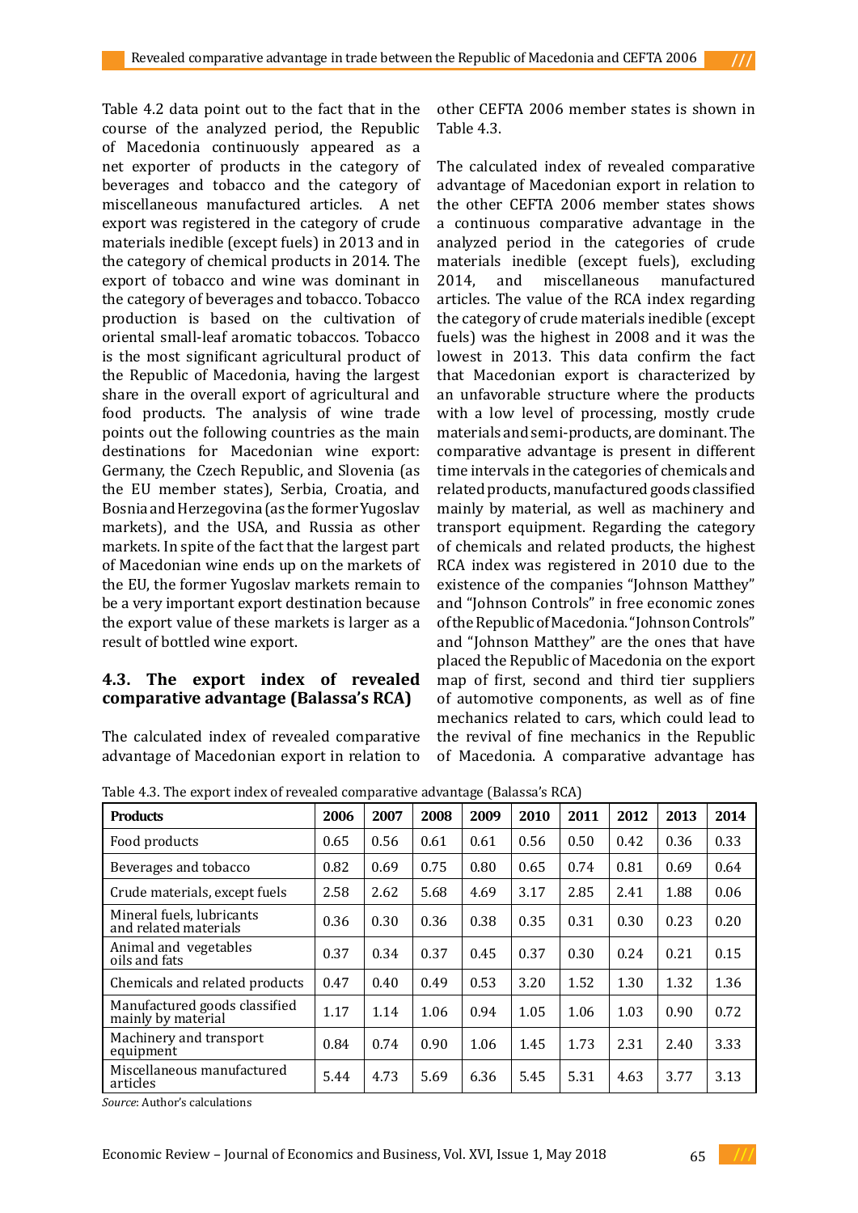Table 4.2 data point out to the fact that in the course of the analyzed period, the Republic of Macedonia continuously appeared as a net exporter of products in the category of beverages and tobacco and the category of miscellaneous manufactured articles. A net export was registered in the category of crude materials inedible (except fuels) in 2013 and in the category of chemical products in 2014. The export of tobacco and wine was dominant in the category of beverages and tobacco. Tobacco production is based on the cultivation of oriental small-leaf aromatic tobaccos. Tobacco is the most significant agricultural product of the Republic of Macedonia, having the largest share in the overall export of agricultural and food products. The analysis of wine trade points out the following countries as the main destinations for Macedonian wine export: Germany, the Czech Republic, and Slovenia (as the EU member states), Serbia, Croatia, and Bosnia and Herzegovina (as the former Yugoslav markets), and the USA, and Russia as other markets. In spite of the fact that the largest part of Macedonian wine ends up on the markets of the EU, the former Yugoslav markets remain to be a very important export destination because the export value of these markets is larger as a result of bottled wine export.

## 4.3. The export index of revealed comparative advantage (Balassa's RCA)

The calculated index of revealed comparative advantage of Macedonian export in relation to other CEFTA 2006 member states is shown in Table 4.3.

The calculated index of revealed comparative advantage of Macedonian export in relation to the other CEFTA 2006 member states shows a continuous comparative advantage in the analyzed period in the categories of crude materials inedible (except fuels), excluding 2014, and miscellaneous manufactured articles. The value of the RCA index regarding the category of crude materials inedible (except fuels) was the highest in 2008 and it was the lowest in 2013. This data confirm the fact that Macedonian export is characterized by an unfavorable structure where the products with a low level of processing, mostly crude materials and semi-products, are dominant. The comparative advantage is present in different time intervals in the categories of chemicals and related products, manufactured goods classified mainly by material, as well as machinery and transport equipment. Regarding the category of chemicals and related products, the highest RCA index was registered in 2010 due to the existence of the companies "Johnson Matthey" and "Johnson Controls" in free economic zones of the Republic of Macedonia. "Johnson Controls" and "Johnson Matthey" are the ones that have placed the Republic of Macedonia on the export map of first, second and third tier suppliers of automotive components, as well as of fine mechanics related to cars, which could lead to the revival of fine mechanics in the Republic of Macedonia. A comparative advantage has

Table 4.3. The export index of revealed comparative advantage (Balassa's RCA)

| Products | 2006 | 2007 | 2008 | 2009 | 2010 | 2011 | 2012 | 2013 | 2014 |
|---|---|---|---|---|---|---|---|---|---|
| Food products | 0.65 | 0.56 | 0.61 | 0.61 | 0.56 | 0.50 | 0.42 | 0.36 | 0.33 |
| Beverages and tobacco | 0.82 | 0.69 | 0.75 | 0.80 | 0.65 | 0.74 | 0.81 | 0.69 | 0.64 |
| Crude materials, except fuels | 2.58 | 2.62 | 5.68 | 4.69 | 3.17 | 2.85 | 2.41 | 1.88 | 0.06 |
| Mineral fuels, lubricants and related materials | 0.36 | 0.30 | 0.36 | 0.38 | 0.35 | 0.31 | 0.30 | 0.23 | 0.20 |
| Animal and vegetables oils and fats | 0.37 | 0.34 | 0.37 | 0.45 | 0.37 | 0.30 | 0.24 | 0.21 | 0.15 |
| Chemicals and related products | 0.47 | 0.40 | 0.49 | 0.53 | 3.20 | 1.52 | 1.30 | 1.32 | 1.36 |
| Manufactured goods classified mainly by material | 1.17 | 1.14 | 1.06 | 0.94 | 1.05 | 1.06 | 1.03 | 0.90 | 0.72 |
| Machinery and transport equipment | 0.84 | 0.74 | 0.90 | 1.06 | 1.45 | 1.73 | 2.31 | 2.40 | 3.33 |
| Miscellaneous manufactured articles | 5.44 | 4.73 | 5.69 | 6.36 | 5.45 | 5.31 | 4.63 | 3.77 | 3.13 |

*Source*: Author's calculations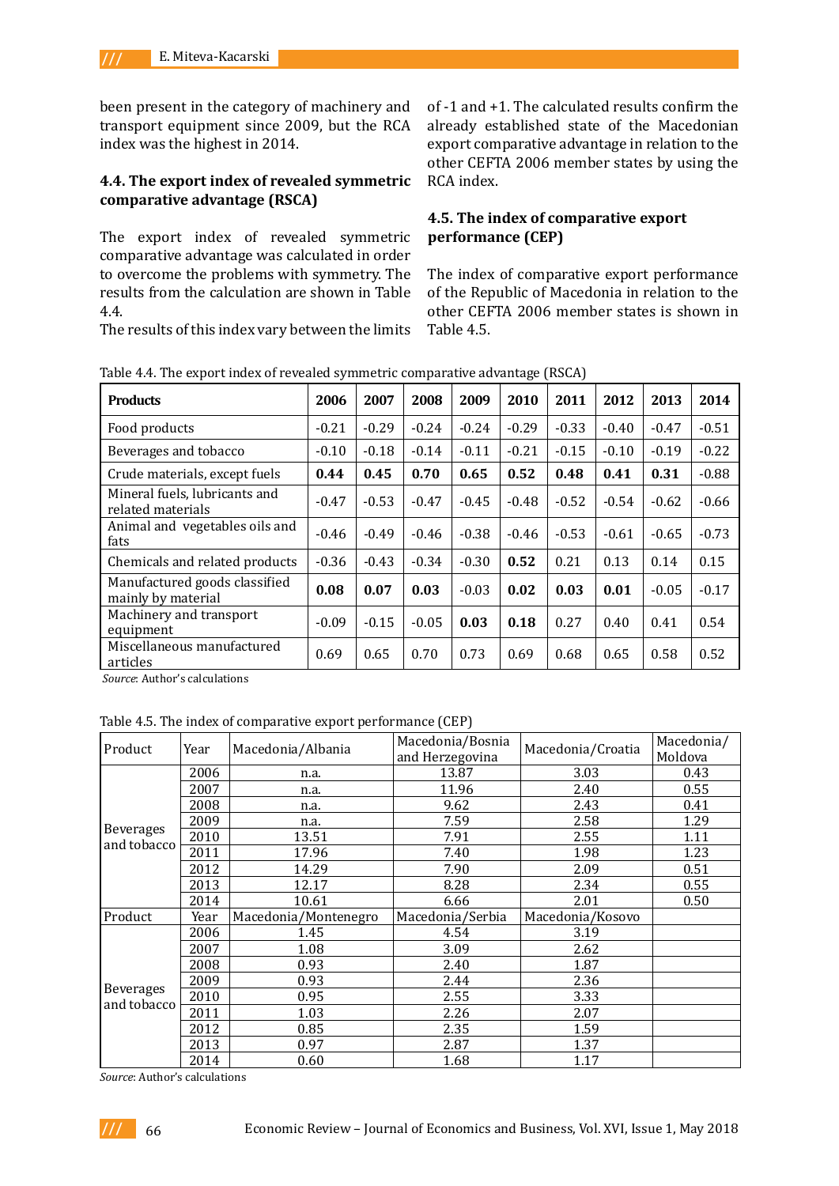been present in the category of machinery and transport equipment since 2009, but the RCA index was the highest in 2014.

### 4.4. The export index of revealed symmetric comparative advantage (RSCA)

The export index of revealed symmetric comparative advantage was calculated in order to overcome the problems with symmetry. The results from the calculation are shown in Table 4.4.

The results of this index vary between the limits of -1 and +1. The calculated results confirm the already established state of the Macedonian export comparative advantage in relation to the other CEFTA 2006 member states by using the RCA index.

### 4.5. The index of comparative export performance (CEP)

The index of comparative export performance of the Republic of Macedonia in relation to the other CEFTA 2006 member states is shown in Table 4.5.

Table 4.4. The export index of revealed symmetric comparative advantage (RSCA)

| **Products** | **2006** | **2007** | **2008** | **2009** | **2010** | **2011** | **2012** | **2013** | **2014** |
|---|---|---|---|---|---|---|---|---|---|
| Food products | -0.21 | -0.29 | -0.24 | -0.24 | -0.29 | -0.33 | -0.40 | -0.47 | -0.51 |
| Beverages and tobacco | -0.10 | -0.18 | -0.14 | -0.11 | -0.21 | -0.15 | -0.10 | -0.19 | -0.22 |
| Crude materials, except fuels | **0.44** | **0.45** | **0.70** | **0.65** | **0.52** | **0.48** | **0.41** | **0.31** | -0.88 |
| Mineral fuels, lubricants and related materials | -0.47 | -0.53 | -0.47 | -0.45 | -0.48 | -0.52 | -0.54 | -0.62 | -0.66 |
| Animal and vegetables oils and fats | -0.46 | -0.49 | -0.46 | -0.38 | -0.46 | -0.53 | -0.61 | -0.65 | -0.73 |
| Chemicals and related products | -0.36 | -0.43 | -0.34 | -0.30 | **0.52** | 0.21 | 0.13 | 0.14 | 0.15 |
| Manufactured goods classified mainly by material | **0.08** | **0.07** | **0.03** | -0.03 | **0.02** | **0.03** | **0.01** | -0.05 | -0.17 |
| Machinery and transport equipment | -0.09 | -0.15 | -0.05 | **0.03** | **0.18** | 0.27 | 0.40 | 0.41 | 0.54 |
| Miscellaneous manufactured articles | 0.69 | 0.65 | 0.70 | 0.73 | 0.69 | 0.68 | 0.65 | 0.58 | 0.52 |

*Source*: Author's calculations

Table 4.5. The index of comparative export performance (CEP)

| Product | Year | Macedonia/Albania | Macedonia/Bosnia and Herzegovina | Macedonia/Croatia | Macedonia/ Moldova |
|---|---|---|---|---|---|
| Beverages and tobacco | 2006 | n.a. | 13.87 | 3.03 | 0.43 |
| | 2007 | n.a. | 11.96 | 2.40 | 0.55 |
| | 2008 | n.a. | 9.62 | 2.43 | 0.41 |
| | 2009 | n.a. | 7.59 | 2.58 | 1.29 |
| | 2010 | 13.51 | 7.91 | 2.55 | 1.11 |
| | 2011 | 17.96 | 7.40 | 1.98 | 1.23 |
| | 2012 | 14.29 | 7.90 | 2.09 | 0.51 |
| | 2013 | 12.17 | 8.28 | 2.34 | 0.55 |
| | 2014 | 10.61 | 6.66 | 2.01 | 0.50 |
| Product | Year | Macedonia/Montenegro | Macedonia/Serbia | Macedonia/Kosovo | |
| Beverages and tobacco | 2006 | 1.45 | 4.54 | 3.19 | |
| | 2007 | 1.08 | 3.09 | 2.62 | |
| | 2008 | 0.93 | 2.40 | 1.87 | |
| | 2009 | 0.93 | 2.44 | 2.36 | |
| | 2010 | 0.95 | 2.55 | 3.33 | |
| | 2011 | 1.03 | 2.26 | 2.07 | |
| | 2012 | 0.85 | 2.35 | 1.59 | |
| | 2013 | 0.97 | 2.87 | 1.37 | |
| | 2014 | 0.60 | 1.68 | 1.17 | |

*Source:* Author's calculations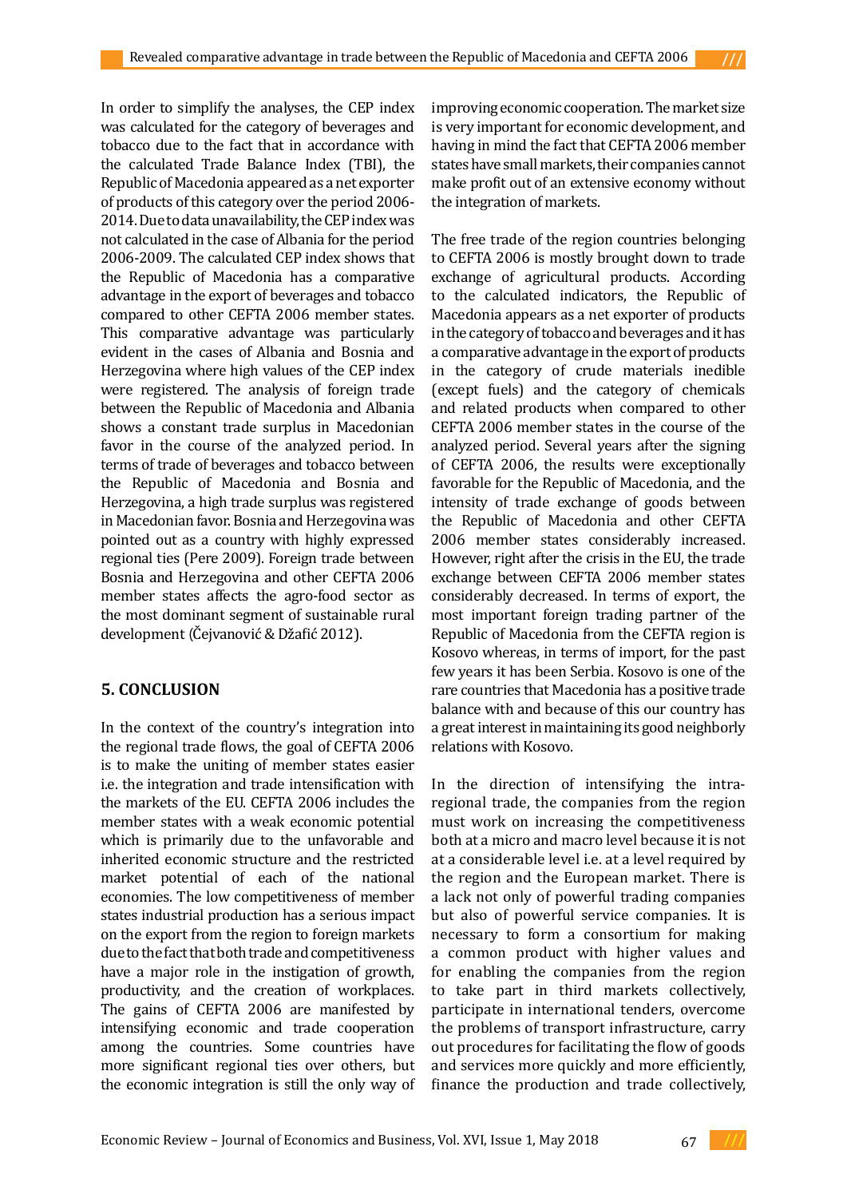In order to simplify the analyses, the CEP index was calculated for the category of beverages and tobacco due to the fact that in accordance with the calculated Trade Balance Index (TBI), the Republic of Macedonia appeared as a net exporter of products of this category over the period 2006-2014. Due to data unavailability, the CEP index was not calculated in the case of Albania for the period 2006-2009. The calculated CEP index shows that the Republic of Macedonia has a comparative advantage in the export of beverages and tobacco compared to other CEFTA 2006 member states. This comparative advantage was particularly evident in the cases of Albania and Bosnia and Herzegovina where high values of the CEP index were registered. The analysis of foreign trade between the Republic of Macedonia and Albania shows a constant trade surplus in Macedonian favor in the course of the analyzed period. In terms of trade of beverages and tobacco between the Republic of Macedonia and Bosnia and Herzegovina, a high trade surplus was registered in Macedonian favor. Bosnia and Herzegovina was pointed out as a country with highly expressed regional ties (Pere 2009). Foreign trade between Bosnia and Herzegovina and other CEFTA 2006 member states affects the agro-food sector as the most dominant segment of sustainable rural development (Čejvanović & Džafić 2012).

## 5. CONCLUSION

In the context of the country's integration into the regional trade flows, the goal of CEFTA 2006 is to make the uniting of member states easier i.e. the integration and trade intensification with the markets of the EU. CEFTA 2006 includes the member states with a weak economic potential which is primarily due to the unfavorable and inherited economic structure and the restricted market potential of each of the national economies. The low competitiveness of member states industrial production has a serious impact on the export from the region to foreign markets due to the fact that both trade and competitiveness have a major role in the instigation of growth, productivity, and the creation of workplaces. The gains of CEFTA 2006 are manifested by intensifying economic and trade cooperation among the countries. Some countries have more significant regional ties over others, but the economic integration is still the only way of improving economic cooperation. The market size is very important for economic development, and having in mind the fact that CEFTA 2006 member states have small markets, their companies cannot make profit out of an extensive economy without the integration of markets.

The free trade of the region countries belonging to CEFTA 2006 is mostly brought down to trade exchange of agricultural products. According to the calculated indicators, the Republic of Macedonia appears as a net exporter of products in the category of tobacco and beverages and it has a comparative advantage in the export of products in the category of crude materials inedible (except fuels) and the category of chemicals and related products when compared to other CEFTA 2006 member states in the course of the analyzed period. Several years after the signing of CEFTA 2006, the results were exceptionally favorable for the Republic of Macedonia, and the intensity of trade exchange of goods between the Republic of Macedonia and other CEFTA 2006 member states considerably increased. However, right after the crisis in the EU, the trade exchange between CEFTA 2006 member states considerably decreased. In terms of export, the most important foreign trading partner of the Republic of Macedonia from the CEFTA region is Kosovo whereas, in terms of import, for the past few years it has been Serbia. Kosovo is one of the rare countries that Macedonia has a positive trade balance with and because of this our country has a great interest in maintaining its good neighborly relations with Kosovo.

In the direction of intensifying the intra-regional trade, the companies from the region must work on increasing the competitiveness both at a micro and macro level because it is not at a considerable level i.e. at a level required by the region and the European market. There is a lack not only of powerful trading companies but also of powerful service companies. It is necessary to form a consortium for making a common product with higher values and for enabling the companies from the region to take part in third markets collectively, participate in international tenders, overcome the problems of transport infrastructure, carry out procedures for facilitating the flow of goods and services more quickly and more efficiently, finance the production and trade collectively,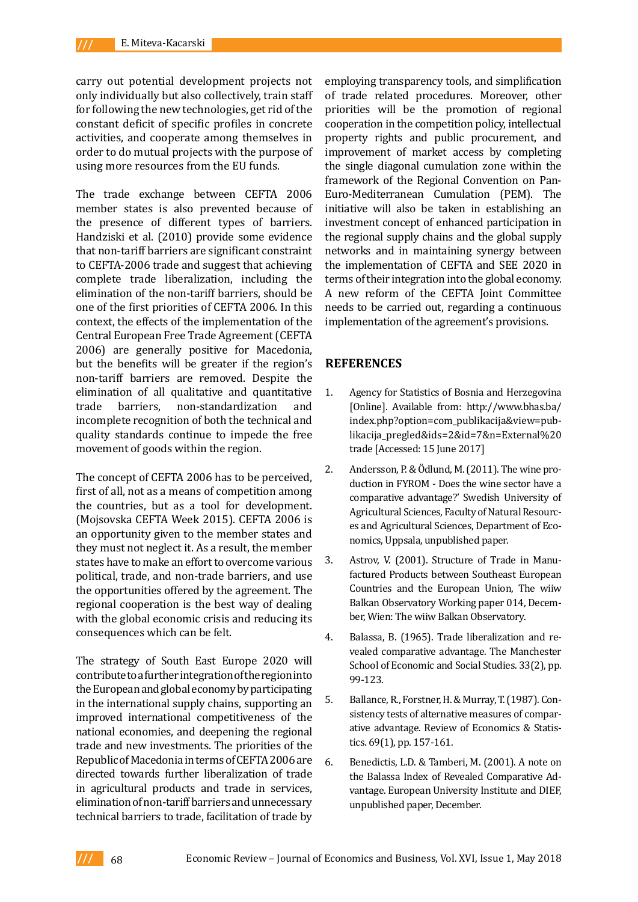carry out potential development projects not only individually but also collectively, train staff for following the new technologies, get rid of the constant deficit of specific profiles in concrete activities, and cooperate among themselves in order to do mutual projects with the purpose of using more resources from the EU funds.

The trade exchange between CEFTA 2006 member states is also prevented because of the presence of different types of barriers. Handziski et al. (2010) provide some evidence that non-tariff barriers are significant constraint to CEFTA-2006 trade and suggest that achieving complete trade liberalization, including the elimination of the non-tariff barriers, should be one of the first priorities of CEFTA 2006. In this context, the effects of the implementation of the Central European Free Trade Agreement (CEFTA 2006) are generally positive for Macedonia, but the benefits will be greater if the region's non-tariff barriers are removed. Despite the elimination of all qualitative and quantitative trade barriers, non-standardization and incomplete recognition of both the technical and quality standards continue to impede the free movement of goods within the region.

The concept of CEFTA 2006 has to be perceived, first of all, not as a means of competition among the countries, but as a tool for development. (Mojsovska CEFTA Week 2015). CEFTA 2006 is an opportunity given to the member states and they must not neglect it. As a result, the member states have to make an effort to overcome various political, trade, and non-trade barriers, and use the opportunities offered by the agreement. The regional cooperation is the best way of dealing with the global economic crisis and reducing its consequences which can be felt.

The strategy of South East Europe 2020 will contribute to a further integration of the region into the European and global economy by participating in the international supply chains, supporting an improved international competitiveness of the national economies, and deepening the regional trade and new investments. The priorities of the Republic of Macedonia in terms of CEFTA 2006 are directed towards further liberalization of trade in agricultural products and trade in services, elimination of non-tariff barriers and unnecessary technical barriers to trade, facilitation of trade by employing transparency tools, and simplification of trade related procedures. Moreover, other priorities will be the promotion of regional cooperation in the competition policy, intellectual property rights and public procurement, and improvement of market access by completing the single diagonal cumulation zone within the framework of the Regional Convention on Pan-Euro-Mediterranean Cumulation (PEM). The initiative will also be taken in establishing an investment concept of enhanced participation in the regional supply chains and the global supply networks and in maintaining synergy between the implementation of CEFTA and SEE 2020 in terms of their integration into the global economy. A new reform of the CEFTA Joint Committee needs to be carried out, regarding a continuous implementation of the agreement's provisions.

## REFERENCES

1. Agency for Statistics of Bosnia and Herzegovina [Online]. Available from: http://www.bhas.ba/index.php?option=com_publikacija&view=publikacija_pregled&ids=2&id=7&n=External%20trade [Accessed: 15 June 2017]
2. Andersson, P. & Ödlund, M. (2011). The wine production in FYROM - Does the wine sector have a comparative advantage?' Swedish University of Agricultural Sciences, Faculty of Natural Resources and Agricultural Sciences, Department of Economics, Uppsala, unpublished paper.
3. Astrov, V. (2001). Structure of Trade in Manufactured Products between Southeast European Countries and the European Union, The wiiw Balkan Observatory Working paper 014, December, Wien: The wiiw Balkan Observatory.
4. Balassa, B. (1965). Trade liberalization and revealed comparative advantage. The Manchester School of Economic and Social Studies. 33(2), pp. 99-123.
5. Ballance, R., Forstner, H. & Murray, T. (1987). Consistency tests of alternative measures of comparative advantage. Review of Economics & Statistics. 69(1), pp. 157-161.
6. Benedictis, L.D. & Tamberi, M. (2001). A note on the Balassa Index of Revealed Comparative Advantage. European University Institute and DIEF, unpublished paper, December.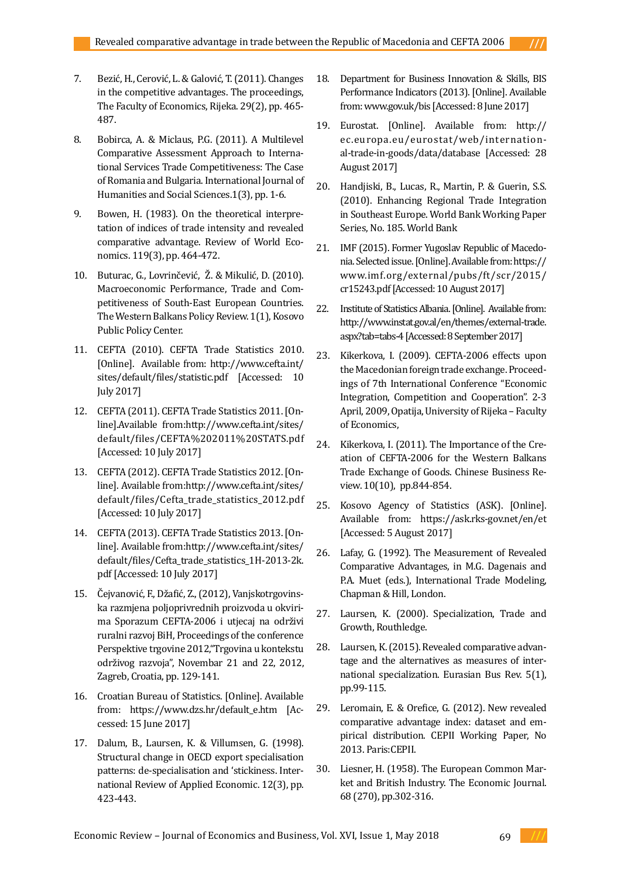7. Bezić, H., Cerović, L. & Galović, T. (2011). Changes in the competitive advantages. The proceedings, The Faculty of Economics, Rijeka. 29(2), pp. 465-487.

8. Bobirca, A. & Miclaus, P.G. (2011). A Multilevel Comparative Assessment Approach to International Services Trade Competitiveness: The Case of Romania and Bulgaria. International Journal of Humanities and Social Sciences.1(3), pp. 1-6.

9. Bowen, H. (1983). On the theoretical interpretation of indices of trade intensity and revealed comparative advantage. Review of World Economics. 119(3), pp. 464-472.

10. Buturac, G., Lovrinčević, Ž. & Mikulić, D. (2010). Macroeconomic Performance, Trade and Competitiveness of South-East European Countries. The Western Balkans Policy Review. 1(1), Kosovo Public Policy Center.

11. CEFTA (2010). CEFTA Trade Statistics 2010. [Online]. Available from: http://www.cefta.int/sites/default/files/statistic.pdf [Accessed: 10 July 2017]

12. CEFTA (2011). CEFTA Trade Statistics 2011. [Online].Available from:http://www.cefta.int/sites/default/files/CEFTA%202011%20STATS.pdf [Accessed: 10 July 2017]

13. CEFTA (2012). CEFTA Trade Statistics 2012. [Online]. Available from:http://www.cefta.int/sites/default/files/Cefta_trade_statistics_2012.pdf [Accessed: 10 July 2017]

14. CEFTA (2013). CEFTA Trade Statistics 2013. [Online]. Available from:http://www.cefta.int/sites/default/files/Cefta_trade_statistics_1H-2013-2k.pdf [Accessed: 10 July 2017]

15. Čejvanović, F., Džafić, Z., (2012), Vanjskotrgovinska razmjena poljoprivrednih proizvoda u okvirima Sporazum CEFTA-2006 i utjecaj na održivi ruralni razvoj BiH, Proceedings of the conference Perspektive trgovine 2012,"Trgovina u kontekstu održivog razvoja", Novembar 21 and 22, 2012, Zagreb, Croatia, pp. 129-141.

16. Croatian Bureau of Statistics. [Online]. Available from: https://www.dzs.hr/default_e.htm [Accessed: 15 June 2017]

17. Dalum, B., Laursen, K. & Villumsen, G. (1998). Structural change in OECD export specialisation patterns: de-specialisation and 'stickiness. International Review of Applied Economic. 12(3), pp. 423-443.

18. Department for Business Innovation & Skills, BIS Performance Indicators (2013). [Online]. Available from: www.gov.uk/bis [Accessed: 8 June 2017]

19. Eurostat. [Online]. Available from: http://ec.europa.eu/eurostat/web/international-trade-in-goods/data/database [Accessed: 28 August 2017]

20. Handjiski, B., Lucas, R., Martin, P. & Guerin, S.S. (2010). Enhancing Regional Trade Integration in Southeast Europe. World Bank Working Paper Series, No. 185. World Bank

21. IMF (2015). Former Yugoslav Republic of Macedonia. Selected issue. [Online]. Available from: https://www.imf.org/external/pubs/ft/scr/2015/cr15243.pdf [Accessed: 10 August 2017]

22. Institute of Statistics Albania. [Online]. Available from: http://www.instat.gov.al/en/themes/external-trade.aspx?tab=tabs-4 [Accessed: 8 September 2017]

23. Kikerkova, I. (2009). CEFTA-2006 effects upon the Macedonian foreign trade exchange. Proceedings of 7th International Conference "Economic Integration, Competition and Cooperation". 2-3 April, 2009, Opatija, University of Rijeka – Faculty of Economics,

24. Kikerkova, I. (2011). The Importance of the Creation of CEFTA-2006 for the Western Balkans Trade Exchange of Goods. Chinese Business Review. 10(10), pp.844-854.

25. Kosovo Agency of Statistics (ASK). [Online]. Available from: https://ask.rks-gov.net/en/et [Accessed: 5 August 2017]

26. Lafay, G. (1992). The Measurement of Revealed Comparative Advantages, in M.G. Dagenais and P.A. Muet (eds.), International Trade Modeling, Chapman & Hill, London.

27. Laursen, K. (2000). Specialization, Trade and Growth, Routhledge.

28. Laursen, K. (2015). Revealed comparative advantage and the alternatives as measures of international specialization. Eurasian Bus Rev. 5(1), pp.99-115.

29. Leromain, E. & Orefice, G. (2012). New revealed comparative advantage index: dataset and empirical distribution. CEPII Working Paper, No 2013. Paris:CEPII.

30. Liesner, H. (1958). The European Common Market and British Industry. The Economic Journal. 68 (270), pp.302-316.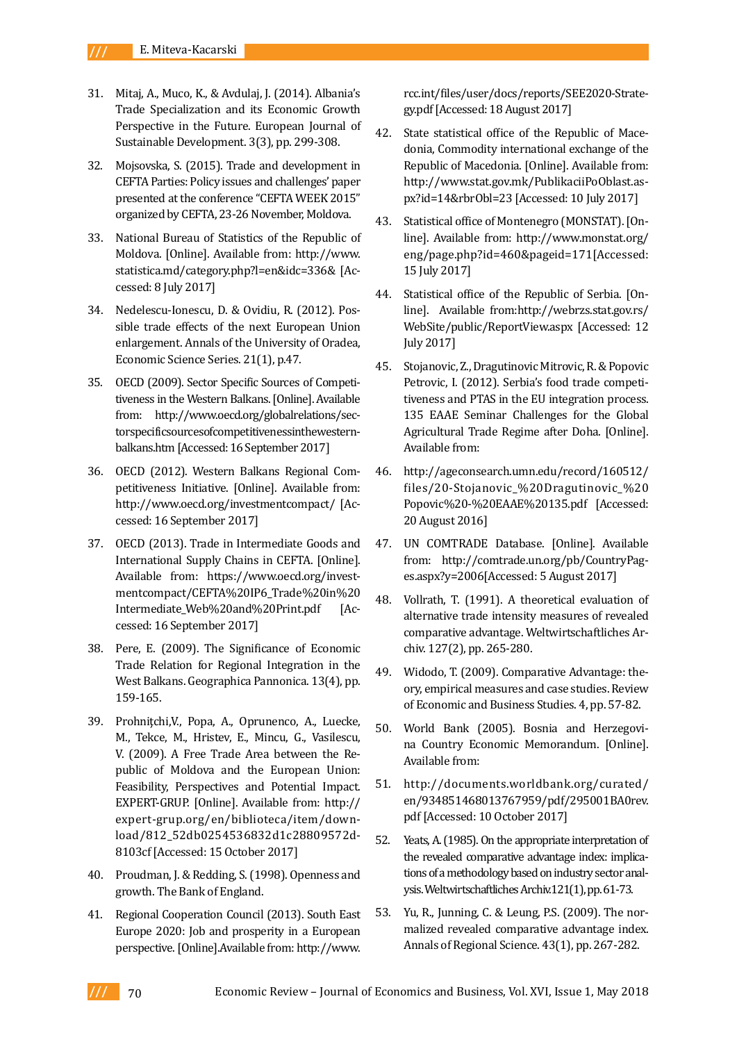31. Mitaj, A., Muco, K., & Avdulaj, J. (2014). Albania's Trade Specialization and its Economic Growth Perspective in the Future. European Journal of Sustainable Development. 3(3), pp. 299-308.

32. Mojsovska, S. (2015). Trade and development in CEFTA Parties: Policy issues and challenges' paper presented at the conference "CEFTA WEEK 2015" organized by CEFTA, 23-26 November, Moldova.

33. National Bureau of Statistics of the Republic of Moldova. [Online]. Available from: http://www.statistica.md/category.php?l=en&idc=336& [Accessed: 8 July 2017]

34. Nedelescu-Ionescu, D. & Ovidiu, R. (2012). Possible trade effects of the next European Union enlargement. Annals of the University of Oradea, Economic Science Series. 21(1), p.47.

35. OECD (2009). Sector Specific Sources of Competitiveness in the Western Balkans. [Online]. Available from: http://www.oecd.org/globalrelations/sectorspecificsourcesofcompetitivenessinthewesternbalkans.htm [Accessed: 16 September 2017]

36. OECD (2012). Western Balkans Regional Competitiveness Initiative. [Online]. Available from: http://www.oecd.org/investmentcompact/ [Accessed: 16 September 2017]

37. OECD (2013). Trade in Intermediate Goods and International Supply Chains in CEFTA. [Online]. Available from: https://www.oecd.org/investmentcompact/CEFTA%20IP6_Trade%20in%20Intermediate_Web%20and%20Print.pdf [Accessed: 16 September 2017]

38. Pere, E. (2009). The Significance of Economic Trade Relation for Regional Integration in the West Balkans. Geographica Pannonica. 13(4), pp. 159-165.

39. Prohniţchi,V., Popa, A., Oprunenco, A., Luecke, M., Tekce, M., Hristev, E., Mincu, G., Vasilescu, V. (2009). A Free Trade Area between the Republic of Moldova and the European Union: Feasibility, Perspectives and Potential Impact. EXPERT-GRUP. [Online]. Available from: http://expert-grup.org/en/biblioteca/item/download/812_52db0254536832d1c28809572d8103cf [Accessed: 15 October 2017]

40. Proudman, J. & Redding, S. (1998). Openness and growth. The Bank of England.

41. Regional Cooperation Council (2013). South East Europe 2020: Job and prosperity in a European perspective. [Online].Available from: http://www.rcc.int/files/user/docs/reports/SEE2020-Strategy.pdf [Accessed: 18 August 2017]

42. State statistical office of the Republic of Macedonia, Commodity international exchange of the Republic of Macedonia. [Online]. Available from: http://www.stat.gov.mk/PublikaciiPoOblast.aspx?id=14&rbrObl=23 [Accessed: 10 July 2017]

43. Statistical office of Montenegro (MONSTAT). [Online]. Available from: http://www.monstat.org/eng/page.php?id=460&pageid=171[Accessed: 15 July 2017]

44. Statistical office of the Republic of Serbia. [Online]. Available from:http://webrzs.stat.gov.rs/WebSite/public/ReportView.aspx [Accessed: 12 July 2017]

45. Stojanovic, Z., Dragutinovic Mitrovic, R. & Popovic Petrovic, I. (2012). Serbia's food trade competitiveness and PTAS in the EU integration process. 135 EAAE Seminar Challenges for the Global Agricultural Trade Regime after Doha. [Online]. Available from:

46. http://ageconsearch.umn.edu/record/160512/files/20-Stojanovic_%20Dragutinovic_%20Popovic%20-%20EAAE%20135.pdf [Accessed: 20 August 2016]

47. UN COMTRADE Database. [Online]. Available from: http://comtrade.un.org/pb/CountryPages.aspx?y=2006[Accessed: 5 August 2017]

48. Vollrath, T. (1991). A theoretical evaluation of alternative trade intensity measures of revealed comparative advantage. Weltwirtschaftliches Archiv. 127(2), pp. 265-280.

49. Widodo, T. (2009). Comparative Advantage: theory, empirical measures and case studies. Review of Economic and Business Studies. 4, pp. 57-82.

50. World Bank (2005). Bosnia and Herzegovina Country Economic Memorandum. [Online]. Available from:

51. http://documents.worldbank.org/curated/en/934851468013767959/pdf/295001BA0rev.pdf [Accessed: 10 October 2017]

52. Yeats, A. (1985). On the appropriate interpretation of the revealed comparative advantage index: implications of a methodology based on industry sector analysis. Weltwirtschaftliches Archiv.121(1), pp. 61-73.

53. Yu, R., Junning, C. & Leung, P.S. (2009). The normalized revealed comparative advantage index. Annals of Regional Science. 43(1), pp. 267-282.